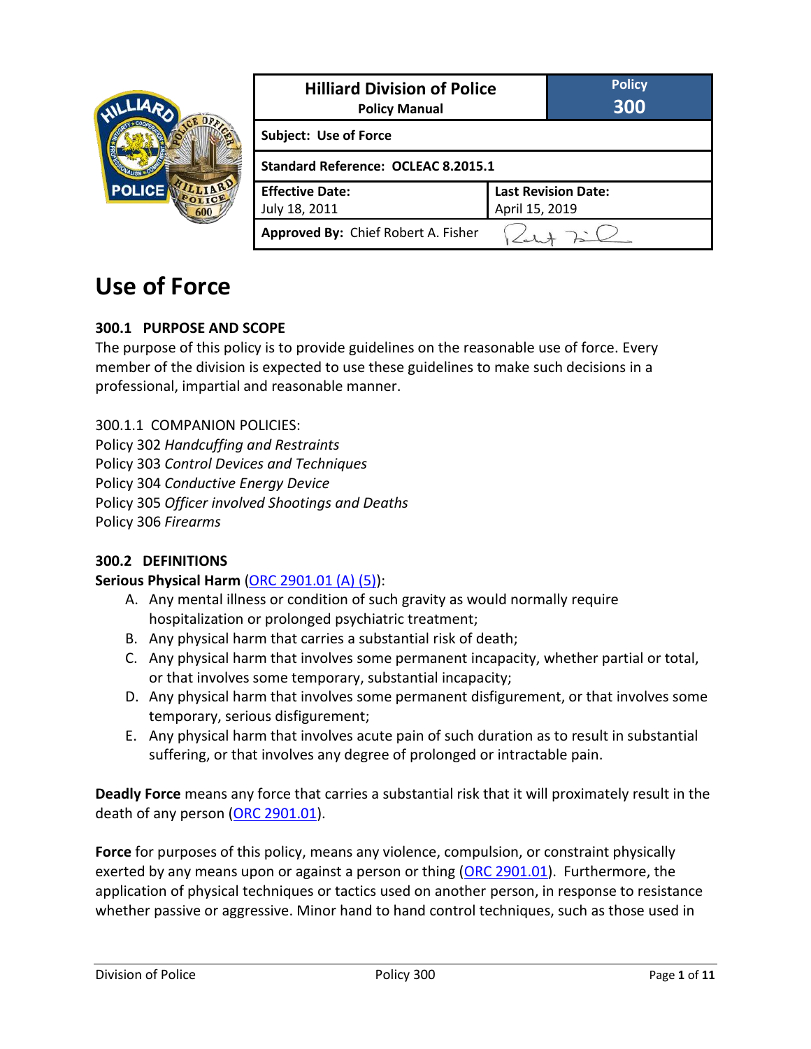| Hilliard Division of Police<br>Policy Manual | | Policy<br>300 |
|---|---|---|
| Subject: Use of Force | | |
| Standard Reference: OCLEAC 8.2015.1 | | |
| Effective Date:<br>July 18, 2011 | Last Revision Date:<br>April 15, 2019 | |
| Approved By: Chief Robert A. Fisher | | |

# Use of Force

## 300.1 PURPOSE AND SCOPE

The purpose of this policy is to provide guidelines on the reasonable use of force. Every member of the division is expected to use these guidelines to make such decisions in a professional, impartial and reasonable manner.

300.1.1 COMPANION POLICIES:
Policy 302 *Handcuffing and Restraints*
Policy 303 *Control Devices and Techniques*
Policy 304 *Conductive Energy Device*
Policy 305 *Officer involved Shootings and Deaths*
Policy 306 *Firearms*

## 300.2 DEFINITIONS

**Serious Physical Harm** (ORC 2901.01 (A) (5)):

A. Any mental illness or condition of such gravity as would normally require hospitalization or prolonged psychiatric treatment;
B. Any physical harm that carries a substantial risk of death;
C. Any physical harm that involves some permanent incapacity, whether partial or total, or that involves some temporary, substantial incapacity;
D. Any physical harm that involves some permanent disfigurement, or that involves some temporary, serious disfigurement;
E. Any physical harm that involves acute pain of such duration as to result in substantial suffering, or that involves any degree of prolonged or intractable pain.

**Deadly Force** means any force that carries a substantial risk that it will proximately result in the death of any person (ORC 2901.01).

**Force** for purposes of this policy, means any violence, compulsion, or constraint physically exerted by any means upon or against a person or thing (ORC 2901.01). Furthermore, the application of physical techniques or tactics used on another person, in response to resistance whether passive or aggressive. Minor hand to hand control techniques, such as those used in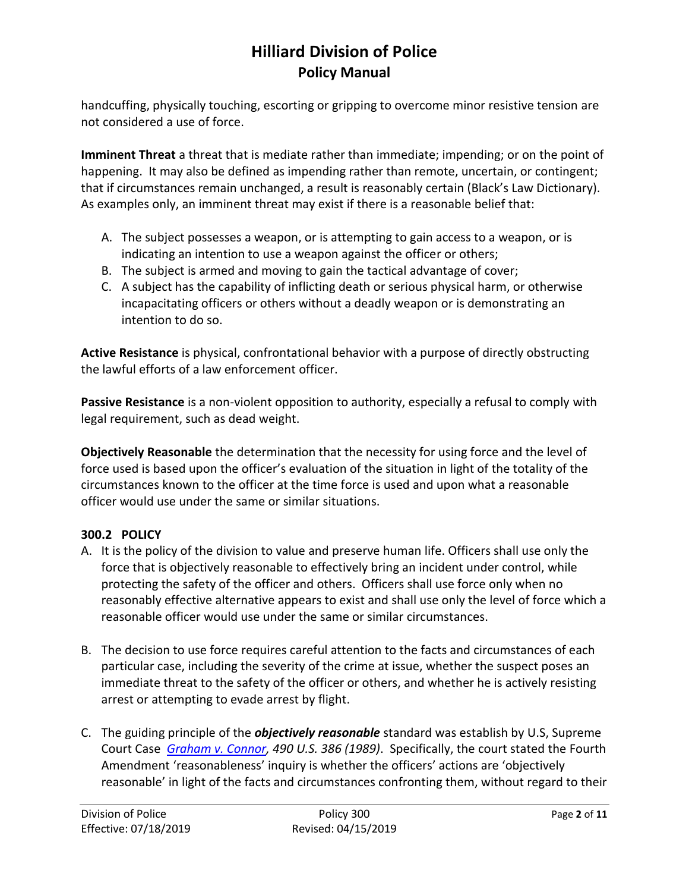handcuffing, physically touching, escorting or gripping to overcome minor resistive tension are not considered a use of force.

**Imminent Threat** a threat that is mediate rather than immediate; impending; or on the point of happening. It may also be defined as impending rather than remote, uncertain, or contingent; that if circumstances remain unchanged, a result is reasonably certain (Black's Law Dictionary). As examples only, an imminent threat may exist if there is a reasonable belief that:

A. The subject possesses a weapon, or is attempting to gain access to a weapon, or is indicating an intention to use a weapon against the officer or others;
B. The subject is armed and moving to gain the tactical advantage of cover;
C. A subject has the capability of inflicting death or serious physical harm, or otherwise incapacitating officers or others without a deadly weapon or is demonstrating an intention to do so.

**Active Resistance** is physical, confrontational behavior with a purpose of directly obstructing the lawful efforts of a law enforcement officer.

**Passive Resistance** is a non-violent opposition to authority, especially a refusal to comply with legal requirement, such as dead weight.

**Objectively Reasonable** the determination that the necessity for using force and the level of force used is based upon the officer's evaluation of the situation in light of the totality of the circumstances known to the officer at the time force is used and upon what a reasonable officer would use under the same or similar situations.

### 300.2 POLICY

A. It is the policy of the division to value and preserve human life. Officers shall use only the force that is objectively reasonable to effectively bring an incident under control, while protecting the safety of the officer and others. Officers shall use force only when no reasonably effective alternative appears to exist and shall use only the level of force which a reasonable officer would use under the same or similar circumstances.

B. The decision to use force requires careful attention to the facts and circumstances of each particular case, including the severity of the crime at issue, whether the suspect poses an immediate threat to the safety of the officer or others, and whether he is actively resisting arrest or attempting to evade arrest by flight.

C. The guiding principle of the ***objectively reasonable*** standard was establish by U.S, Supreme Court Case *Graham v. Connor, 490 U.S. 386 (1989)*. Specifically, the court stated the Fourth Amendment 'reasonableness' inquiry is whether the officers' actions are 'objectively reasonable' in light of the facts and circumstances confronting them, without regard to their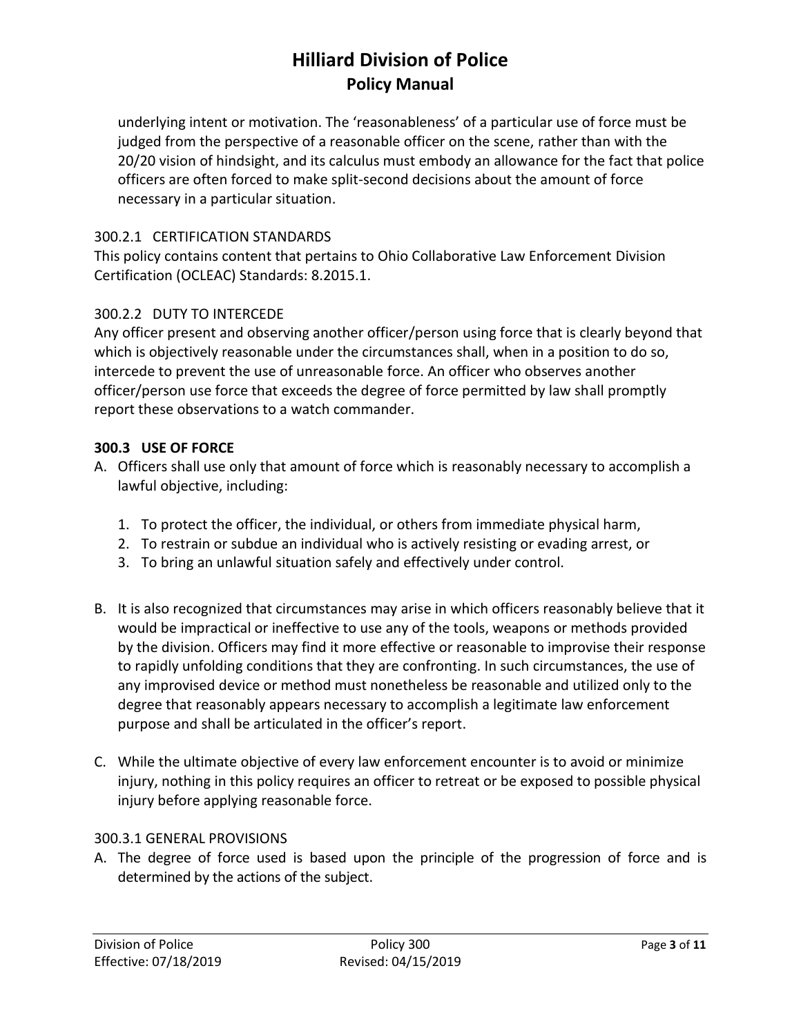underlying intent or motivation. The 'reasonableness' of a particular use of force must be judged from the perspective of a reasonable officer on the scene, rather than with the 20/20 vision of hindsight, and its calculus must embody an allowance for the fact that police officers are often forced to make split-second decisions about the amount of force necessary in a particular situation.

### 300.2.1 CERTIFICATION STANDARDS

This policy contains content that pertains to Ohio Collaborative Law Enforcement Division Certification (OCLEAC) Standards: 8.2015.1.

### 300.2.2 DUTY TO INTERCEDE

Any officer present and observing another officer/person using force that is clearly beyond that which is objectively reasonable under the circumstances shall, when in a position to do so, intercede to prevent the use of unreasonable force. An officer who observes another officer/person use force that exceeds the degree of force permitted by law shall promptly report these observations to a watch commander.

## 300.3 USE OF FORCE

A. Officers shall use only that amount of force which is reasonably necessary to accomplish a lawful objective, including:

   1. To protect the officer, the individual, or others from immediate physical harm,
   2. To restrain or subdue an individual who is actively resisting or evading arrest, or
   3. To bring an unlawful situation safely and effectively under control.

B. It is also recognized that circumstances may arise in which officers reasonably believe that it would be impractical or ineffective to use any of the tools, weapons or methods provided by the division. Officers may find it more effective or reasonable to improvise their response to rapidly unfolding conditions that they are confronting. In such circumstances, the use of any improvised device or method must nonetheless be reasonable and utilized only to the degree that reasonably appears necessary to accomplish a legitimate law enforcement purpose and shall be articulated in the officer's report.

C. While the ultimate objective of every law enforcement encounter is to avoid or minimize injury, nothing in this policy requires an officer to retreat or be exposed to possible physical injury before applying reasonable force.

### 300.3.1 GENERAL PROVISIONS

A. The degree of force used is based upon the principle of the progression of force and is determined by the actions of the subject.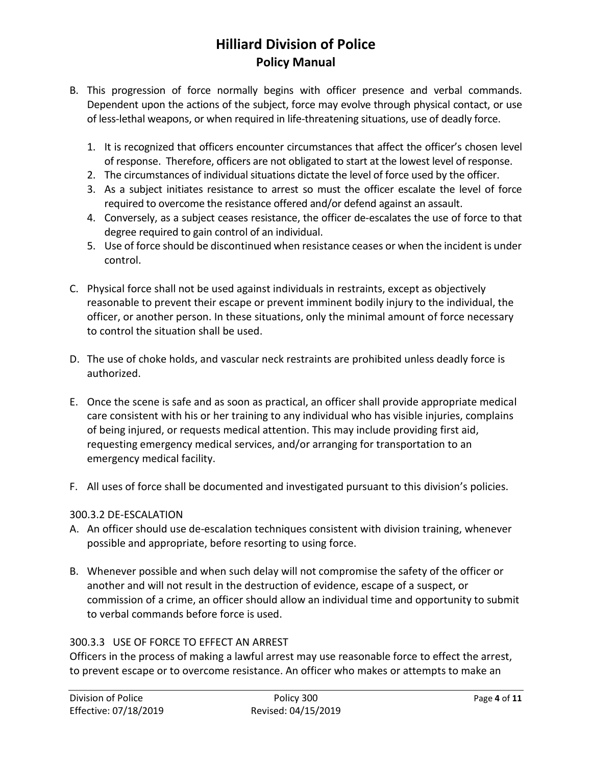B. This progression of force normally begins with officer presence and verbal commands. Dependent upon the actions of the subject, force may evolve through physical contact, or use of less-lethal weapons, or when required in life-threatening situations, use of deadly force.

   1. It is recognized that officers encounter circumstances that affect the officer's chosen level of response. Therefore, officers are not obligated to start at the lowest level of response.
   2. The circumstances of individual situations dictate the level of force used by the officer.
   3. As a subject initiates resistance to arrest so must the officer escalate the level of force required to overcome the resistance offered and/or defend against an assault.
   4. Conversely, as a subject ceases resistance, the officer de-escalates the use of force to that degree required to gain control of an individual.
   5. Use of force should be discontinued when resistance ceases or when the incident is under control.

C. Physical force shall not be used against individuals in restraints, except as objectively reasonable to prevent their escape or prevent imminent bodily injury to the individual, the officer, or another person. In these situations, only the minimal amount of force necessary to control the situation shall be used.

D. The use of choke holds, and vascular neck restraints are prohibited unless deadly force is authorized.

E. Once the scene is safe and as soon as practical, an officer shall provide appropriate medical care consistent with his or her training to any individual who has visible injuries, complains of being injured, or requests medical attention. This may include providing first aid, requesting emergency medical services, and/or arranging for transportation to an emergency medical facility.

F. All uses of force shall be documented and investigated pursuant to this division's policies.

### 300.3.2 DE-ESCALATION

A. An officer should use de-escalation techniques consistent with division training, whenever possible and appropriate, before resorting to using force.

B. Whenever possible and when such delay will not compromise the safety of the officer or another and will not result in the destruction of evidence, escape of a suspect, or commission of a crime, an officer should allow an individual time and opportunity to submit to verbal commands before force is used.

### 300.3.3 USE OF FORCE TO EFFECT AN ARREST

Officers in the process of making a lawful arrest may use reasonable force to effect the arrest, to prevent escape or to overcome resistance. An officer who makes or attempts to make an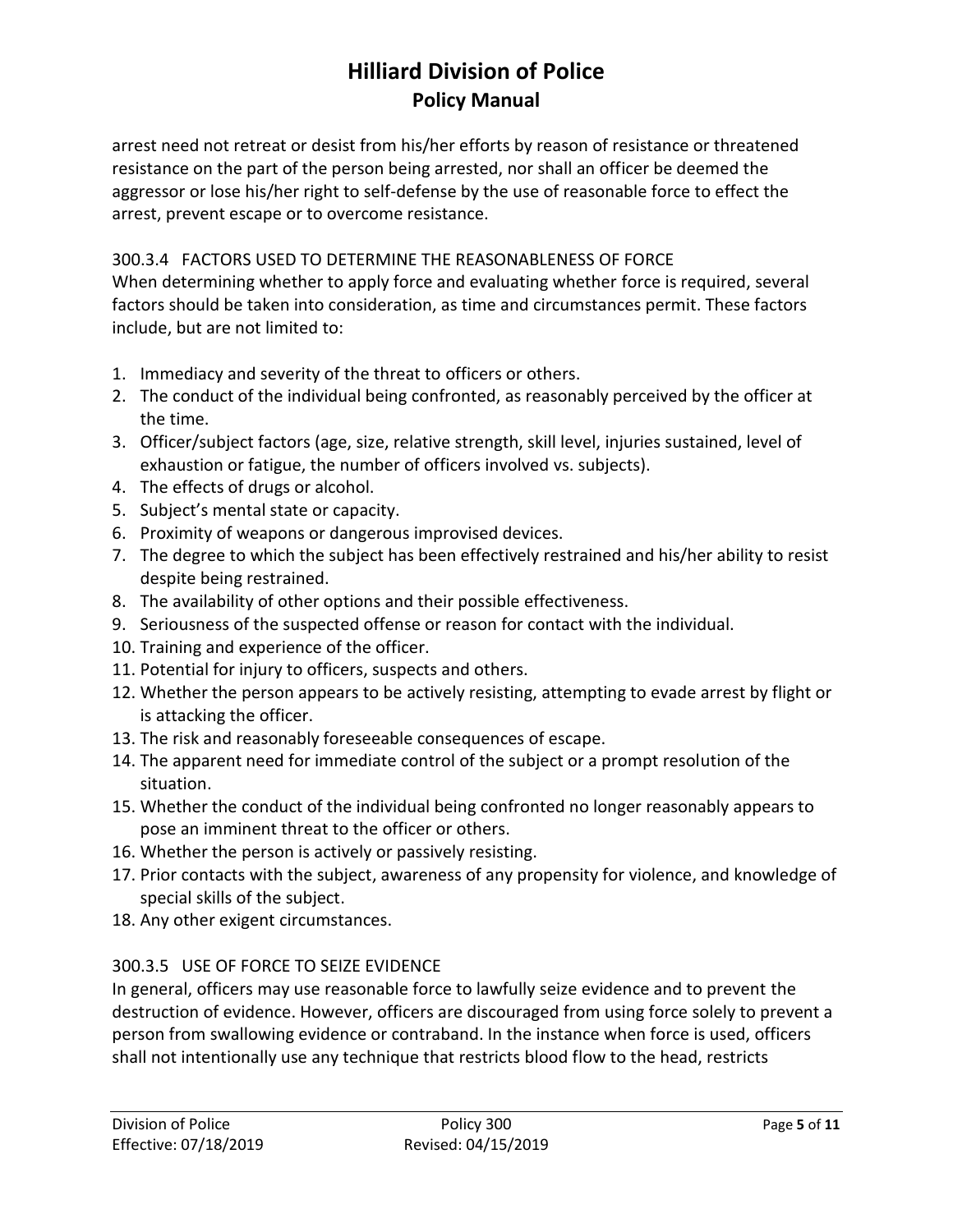arrest need not retreat or desist from his/her efforts by reason of resistance or threatened resistance on the part of the person being arrested, nor shall an officer be deemed the aggressor or lose his/her right to self-defense by the use of reasonable force to effect the arrest, prevent escape or to overcome resistance.

### 300.3.4 FACTORS USED TO DETERMINE THE REASONABLENESS OF FORCE

When determining whether to apply force and evaluating whether force is required, several factors should be taken into consideration, as time and circumstances permit. These factors include, but are not limited to:

1. Immediacy and severity of the threat to officers or others.
2. The conduct of the individual being confronted, as reasonably perceived by the officer at the time.
3. Officer/subject factors (age, size, relative strength, skill level, injuries sustained, level of exhaustion or fatigue, the number of officers involved vs. subjects).
4. The effects of drugs or alcohol.
5. Subject's mental state or capacity.
6. Proximity of weapons or dangerous improvised devices.
7. The degree to which the subject has been effectively restrained and his/her ability to resist despite being restrained.
8. The availability of other options and their possible effectiveness.
9. Seriousness of the suspected offense or reason for contact with the individual.
10. Training and experience of the officer.
11. Potential for injury to officers, suspects and others.
12. Whether the person appears to be actively resisting, attempting to evade arrest by flight or is attacking the officer.
13. The risk and reasonably foreseeable consequences of escape.
14. The apparent need for immediate control of the subject or a prompt resolution of the situation.
15. Whether the conduct of the individual being confronted no longer reasonably appears to pose an imminent threat to the officer or others.
16. Whether the person is actively or passively resisting.
17. Prior contacts with the subject, awareness of any propensity for violence, and knowledge of special skills of the subject.
18. Any other exigent circumstances.

### 300.3.5 USE OF FORCE TO SEIZE EVIDENCE

In general, officers may use reasonable force to lawfully seize evidence and to prevent the destruction of evidence. However, officers are discouraged from using force solely to prevent a person from swallowing evidence or contraband. In the instance when force is used, officers shall not intentionally use any technique that restricts blood flow to the head, restricts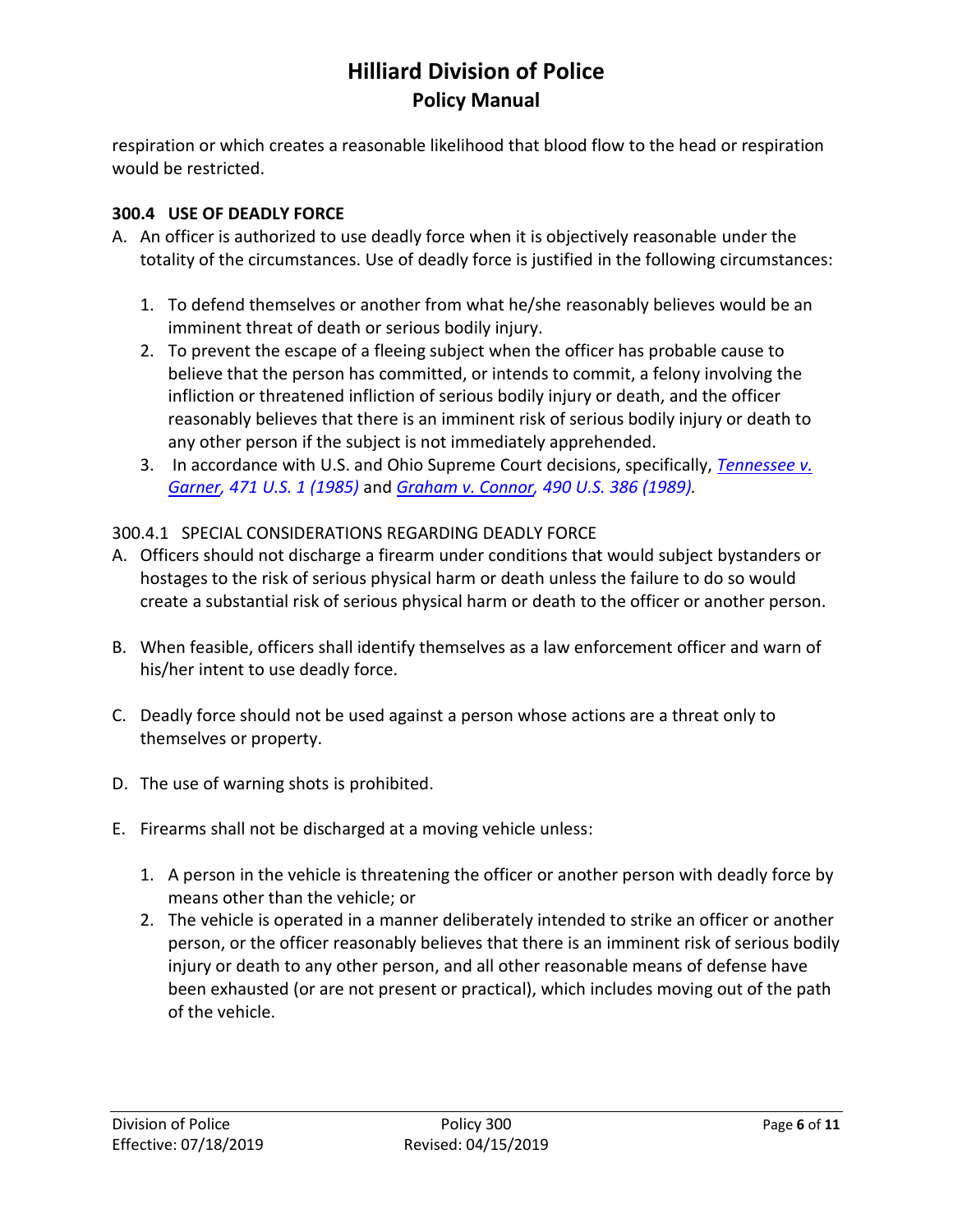respiration or which creates a reasonable likelihood that blood flow to the head or respiration would be restricted.

### 300.4 USE OF DEADLY FORCE

A. An officer is authorized to use deadly force when it is objectively reasonable under the totality of the circumstances. Use of deadly force is justified in the following circumstances:

   1. To defend themselves or another from what he/she reasonably believes would be an imminent threat of death or serious bodily injury.
   2. To prevent the escape of a fleeing subject when the officer has probable cause to believe that the person has committed, or intends to commit, a felony involving the infliction or threatened infliction of serious bodily injury or death, and the officer reasonably believes that there is an imminent risk of serious bodily injury or death to any other person if the subject is not immediately apprehended.
   3. In accordance with U.S. and Ohio Supreme Court decisions, specifically, *Tennessee v. Garner, 471 U.S. 1 (1985)* and *Graham v. Connor, 490 U.S. 386 (1989).*

#### 300.4.1 SPECIAL CONSIDERATIONS REGARDING DEADLY FORCE

A. Officers should not discharge a firearm under conditions that would subject bystanders or hostages to the risk of serious physical harm or death unless the failure to do so would create a substantial risk of serious physical harm or death to the officer or another person.

B. When feasible, officers shall identify themselves as a law enforcement officer and warn of his/her intent to use deadly force.

C. Deadly force should not be used against a person whose actions are a threat only to themselves or property.

D. The use of warning shots is prohibited.

E. Firearms shall not be discharged at a moving vehicle unless:

   1. A person in the vehicle is threatening the officer or another person with deadly force by means other than the vehicle; or
   2. The vehicle is operated in a manner deliberately intended to strike an officer or another person, or the officer reasonably believes that there is an imminent risk of serious bodily injury or death to any other person, and all other reasonable means of defense have been exhausted (or are not present or practical), which includes moving out of the path of the vehicle.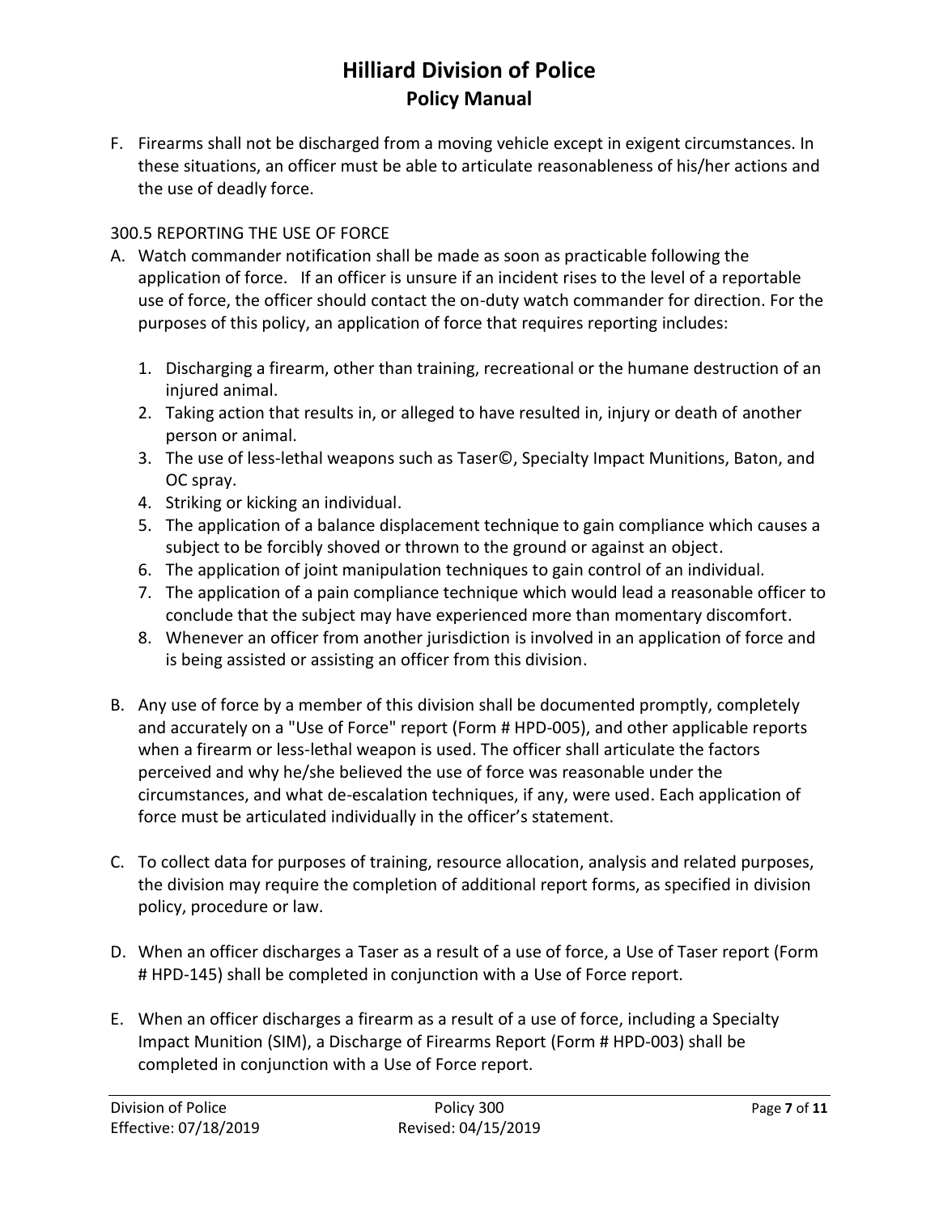F. Firearms shall not be discharged from a moving vehicle except in exigent circumstances. In these situations, an officer must be able to articulate reasonableness of his/her actions and the use of deadly force.

300.5 REPORTING THE USE OF FORCE

A. Watch commander notification shall be made as soon as practicable following the application of force. If an officer is unsure if an incident rises to the level of a reportable use of force, the officer should contact the on-duty watch commander for direction. For the purposes of this policy, an application of force that requires reporting includes:

   1. Discharging a firearm, other than training, recreational or the humane destruction of an injured animal.
   2. Taking action that results in, or alleged to have resulted in, injury or death of another person or animal.
   3. The use of less-lethal weapons such as Taser©, Specialty Impact Munitions, Baton, and OC spray.
   4. Striking or kicking an individual.
   5. The application of a balance displacement technique to gain compliance which causes a subject to be forcibly shoved or thrown to the ground or against an object.
   6. The application of joint manipulation techniques to gain control of an individual.
   7. The application of a pain compliance technique which would lead a reasonable officer to conclude that the subject may have experienced more than momentary discomfort.
   8. Whenever an officer from another jurisdiction is involved in an application of force and is being assisted or assisting an officer from this division.

B. Any use of force by a member of this division shall be documented promptly, completely and accurately on a "Use of Force" report (Form # HPD-005), and other applicable reports when a firearm or less-lethal weapon is used. The officer shall articulate the factors perceived and why he/she believed the use of force was reasonable under the circumstances, and what de-escalation techniques, if any, were used. Each application of force must be articulated individually in the officer's statement.

C. To collect data for purposes of training, resource allocation, analysis and related purposes, the division may require the completion of additional report forms, as specified in division policy, procedure or law.

D. When an officer discharges a Taser as a result of a use of force, a Use of Taser report (Form # HPD-145) shall be completed in conjunction with a Use of Force report.

E. When an officer discharges a firearm as a result of a use of force, including a Specialty Impact Munition (SIM), a Discharge of Firearms Report (Form # HPD-003) shall be completed in conjunction with a Use of Force report.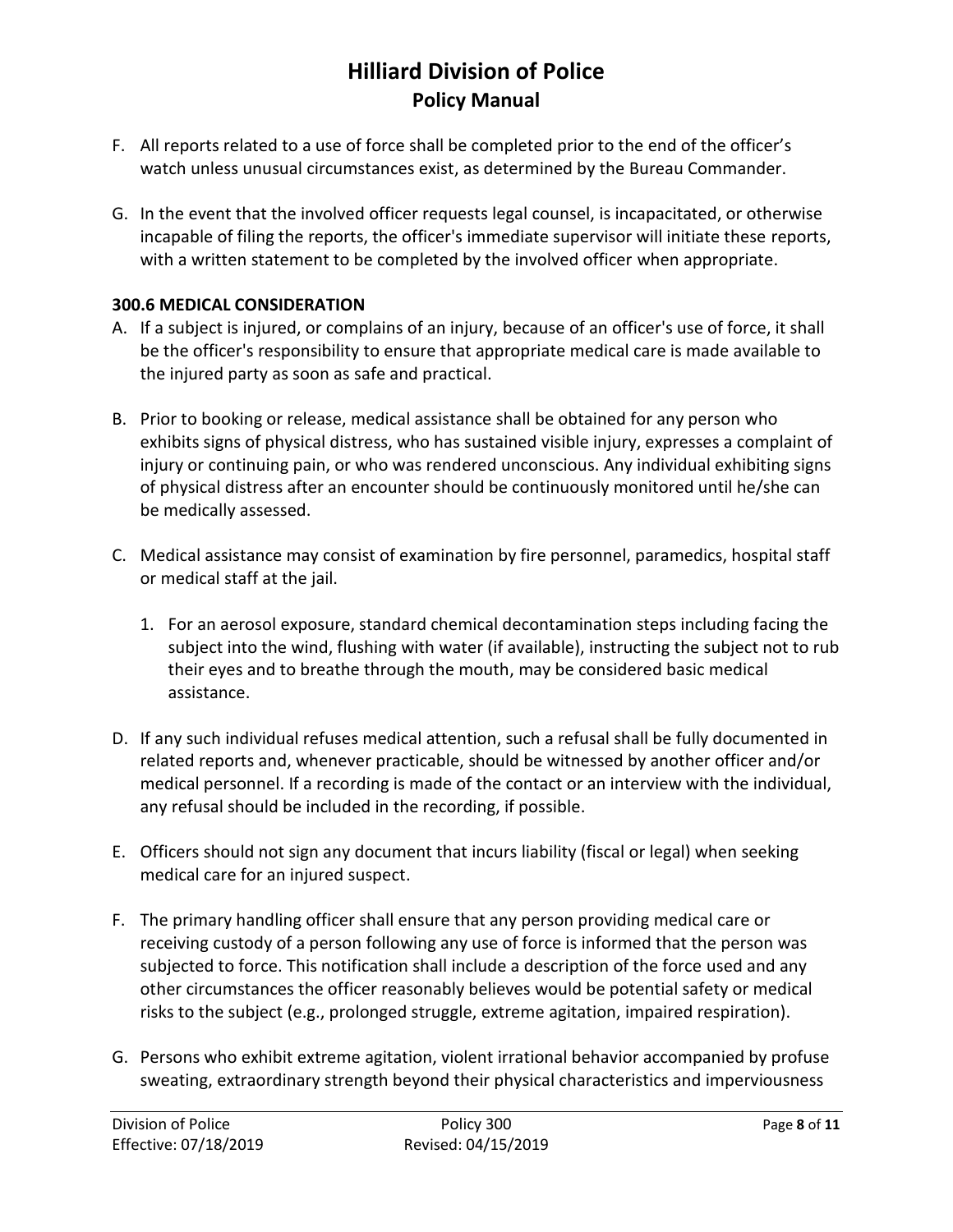F. All reports related to a use of force shall be completed prior to the end of the officer's watch unless unusual circumstances exist, as determined by the Bureau Commander.

G. In the event that the involved officer requests legal counsel, is incapacitated, or otherwise incapable of filing the reports, the officer's immediate supervisor will initiate these reports, with a written statement to be completed by the involved officer when appropriate.

**300.6 MEDICAL CONSIDERATION**

A. If a subject is injured, or complains of an injury, because of an officer's use of force, it shall be the officer's responsibility to ensure that appropriate medical care is made available to the injured party as soon as safe and practical.

B. Prior to booking or release, medical assistance shall be obtained for any person who exhibits signs of physical distress, who has sustained visible injury, expresses a complaint of injury or continuing pain, or who was rendered unconscious. Any individual exhibiting signs of physical distress after an encounter should be continuously monitored until he/she can be medically assessed.

C. Medical assistance may consist of examination by fire personnel, paramedics, hospital staff or medical staff at the jail.

   1. For an aerosol exposure, standard chemical decontamination steps including facing the subject into the wind, flushing with water (if available), instructing the subject not to rub their eyes and to breathe through the mouth, may be considered basic medical assistance.

D. If any such individual refuses medical attention, such a refusal shall be fully documented in related reports and, whenever practicable, should be witnessed by another officer and/or medical personnel. If a recording is made of the contact or an interview with the individual, any refusal should be included in the recording, if possible.

E. Officers should not sign any document that incurs liability (fiscal or legal) when seeking medical care for an injured suspect.

F. The primary handling officer shall ensure that any person providing medical care or receiving custody of a person following any use of force is informed that the person was subjected to force. This notification shall include a description of the force used and any other circumstances the officer reasonably believes would be potential safety or medical risks to the subject (e.g., prolonged struggle, extreme agitation, impaired respiration).

G. Persons who exhibit extreme agitation, violent irrational behavior accompanied by profuse sweating, extraordinary strength beyond their physical characteristics and imperviousness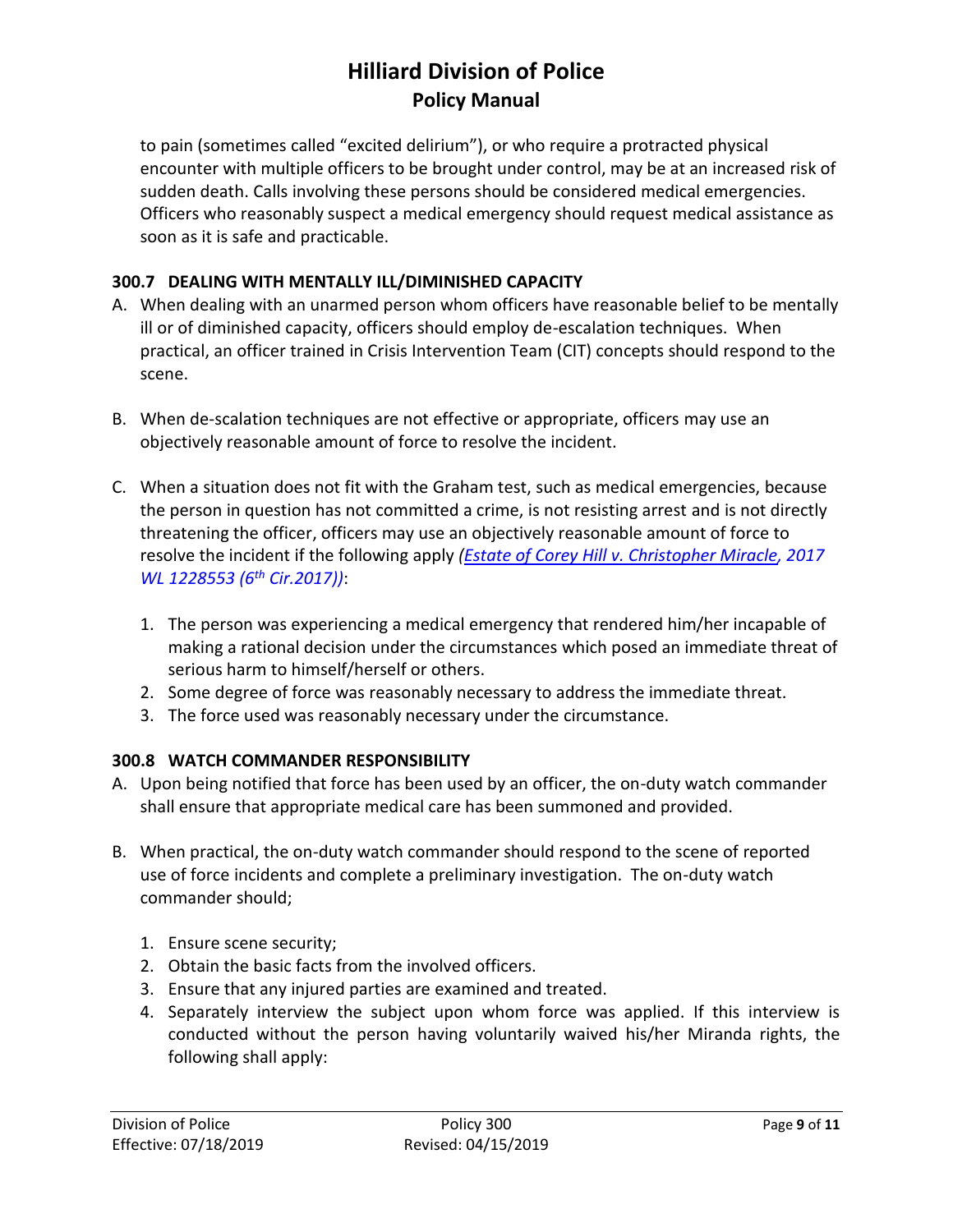to pain (sometimes called "excited delirium"), or who require a protracted physical encounter with multiple officers to be brought under control, may be at an increased risk of sudden death. Calls involving these persons should be considered medical emergencies. Officers who reasonably suspect a medical emergency should request medical assistance as soon as it is safe and practicable.

### 300.7 DEALING WITH MENTALLY ILL/DIMINISHED CAPACITY

A. When dealing with an unarmed person whom officers have reasonable belief to be mentally ill or of diminished capacity, officers should employ de-escalation techniques. When practical, an officer trained in Crisis Intervention Team (CIT) concepts should respond to the scene.

B. When de-scalation techniques are not effective or appropriate, officers may use an objectively reasonable amount of force to resolve the incident.

C. When a situation does not fit with the Graham test, such as medical emergencies, because the person in question has not committed a crime, is not resisting arrest and is not directly threatening the officer, officers may use an objectively reasonable amount of force to resolve the incident if the following apply *(Estate of Corey Hill v. Christopher Miracle, 2017 WL 1228553 (6th Cir.2017))*:

   1. The person was experiencing a medical emergency that rendered him/her incapable of making a rational decision under the circumstances which posed an immediate threat of serious harm to himself/herself or others.
   2. Some degree of force was reasonably necessary to address the immediate threat.
   3. The force used was reasonably necessary under the circumstance.

### 300.8 WATCH COMMANDER RESPONSIBILITY

A. Upon being notified that force has been used by an officer, the on-duty watch commander shall ensure that appropriate medical care has been summoned and provided.

B. When practical, the on-duty watch commander should respond to the scene of reported use of force incidents and complete a preliminary investigation. The on-duty watch commander should;

   1. Ensure scene security;
   2. Obtain the basic facts from the involved officers.
   3. Ensure that any injured parties are examined and treated.
   4. Separately interview the subject upon whom force was applied. If this interview is conducted without the person having voluntarily waived his/her Miranda rights, the following shall apply: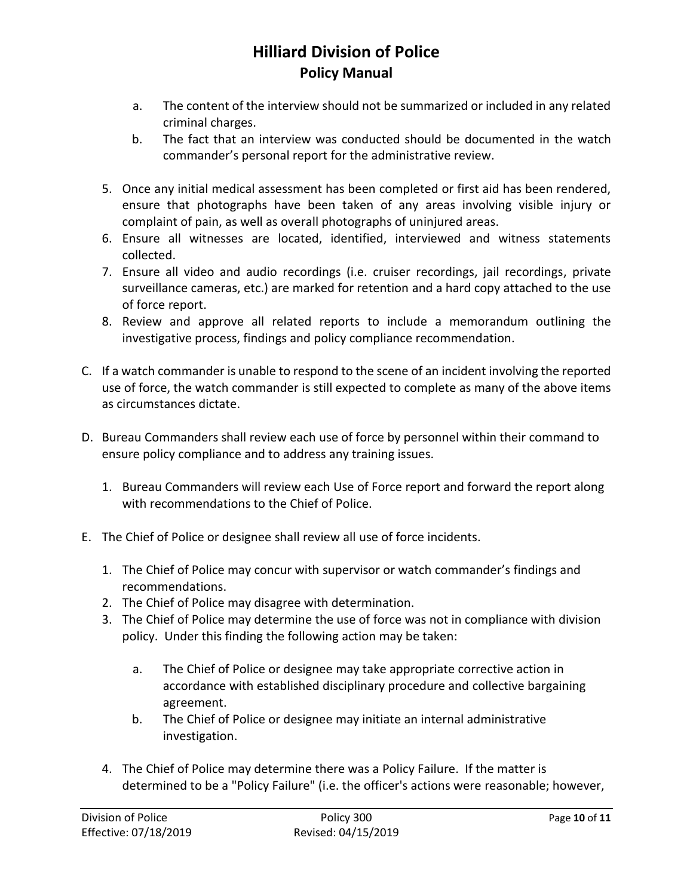a. The content of the interview should not be summarized or included in any related criminal charges.
b. The fact that an interview was conducted should be documented in the watch commander's personal report for the administrative review.

5. Once any initial medical assessment has been completed or first aid has been rendered, ensure that photographs have been taken of any areas involving visible injury or complaint of pain, as well as overall photographs of uninjured areas.
6. Ensure all witnesses are located, identified, interviewed and witness statements collected.
7. Ensure all video and audio recordings (i.e. cruiser recordings, jail recordings, private surveillance cameras, etc.) are marked for retention and a hard copy attached to the use of force report.
8. Review and approve all related reports to include a memorandum outlining the investigative process, findings and policy compliance recommendation.

C. If a watch commander is unable to respond to the scene of an incident involving the reported use of force, the watch commander is still expected to complete as many of the above items as circumstances dictate.

D. Bureau Commanders shall review each use of force by personnel within their command to ensure policy compliance and to address any training issues.

1. Bureau Commanders will review each Use of Force report and forward the report along with recommendations to the Chief of Police.

E. The Chief of Police or designee shall review all use of force incidents.

1. The Chief of Police may concur with supervisor or watch commander's findings and recommendations.
2. The Chief of Police may disagree with determination.
3. The Chief of Police may determine the use of force was not in compliance with division policy. Under this finding the following action may be taken:

   a. The Chief of Police or designee may take appropriate corrective action in accordance with established disciplinary procedure and collective bargaining agreement.
   b. The Chief of Police or designee may initiate an internal administrative investigation.

4. The Chief of Police may determine there was a Policy Failure. If the matter is determined to be a "Policy Failure" (i.e. the officer's actions were reasonable; however,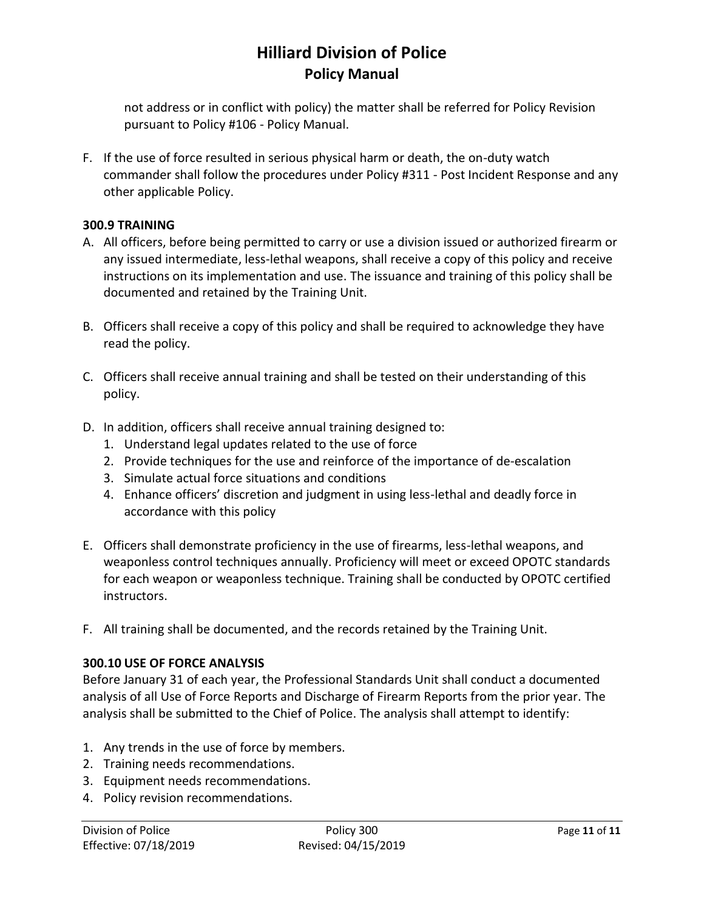not address or in conflict with policy) the matter shall be referred for Policy Revision pursuant to Policy #106 - Policy Manual.

F. If the use of force resulted in serious physical harm or death, the on-duty watch commander shall follow the procedures under Policy #311 - Post Incident Response and any other applicable Policy.

### 300.9 TRAINING

A. All officers, before being permitted to carry or use a division issued or authorized firearm or any issued intermediate, less-lethal weapons, shall receive a copy of this policy and receive instructions on its implementation and use. The issuance and training of this policy shall be documented and retained by the Training Unit.

B. Officers shall receive a copy of this policy and shall be required to acknowledge they have read the policy.

C. Officers shall receive annual training and shall be tested on their understanding of this policy.

D. In addition, officers shall receive annual training designed to:
   1. Understand legal updates related to the use of force
   2. Provide techniques for the use and reinforce of the importance of de-escalation
   3. Simulate actual force situations and conditions
   4. Enhance officers' discretion and judgment in using less-lethal and deadly force in accordance with this policy

E. Officers shall demonstrate proficiency in the use of firearms, less-lethal weapons, and weaponless control techniques annually. Proficiency will meet or exceed OPOTC standards for each weapon or weaponless technique. Training shall be conducted by OPOTC certified instructors.

F. All training shall be documented, and the records retained by the Training Unit.

### 300.10 USE OF FORCE ANALYSIS

Before January 31 of each year, the Professional Standards Unit shall conduct a documented analysis of all Use of Force Reports and Discharge of Firearm Reports from the prior year. The analysis shall be submitted to the Chief of Police. The analysis shall attempt to identify:

1. Any trends in the use of force by members.
2. Training needs recommendations.
3. Equipment needs recommendations.
4. Policy revision recommendations.